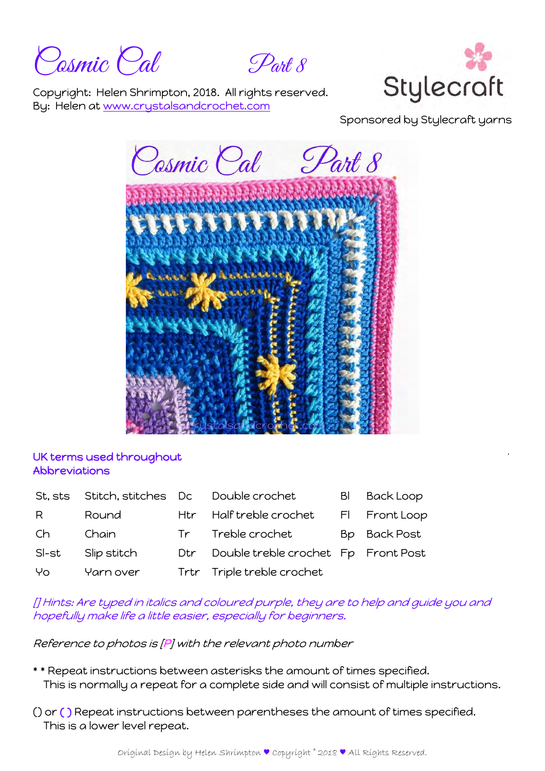# Cosmic Cal Part 8

Copyright: Helen Shrimpton, 2018. All rights reserved.
By: Helen at www.crystalsandcrochet.com

Sponsored by Stylecraft yarns

**UK terms used throughout**
**Abbreviations**

| | | | | | |
|---|---|---|---|---|---|
| St, sts | Stitch, stitches | Dc | Double crochet | Bl | Back Loop |
| R | Round | Htr | Half treble crochet | Fl | Front Loop |
| Ch | Chain | Tr | Treble crochet | Bp | Back Post |
| Sl-st | Slip stitch | Dtr | Double treble crochet | Fp | Front Post |
| Yo | Yarn over | Trtr | Triple treble crochet | | |

*[] Hints: Are typed in italics and coloured purple, they are to help and guide you and hopefully make life a little easier, especially for beginners.*

*Reference to photos is [P] with the relevant photo number*

\* \* Repeat instructions between asterisks the amount of times specified.
This is normally a repeat for a complete side and will consist of multiple instructions.

() or ( ) Repeat instructions between parentheses the amount of times specified.
This is a lower level repeat.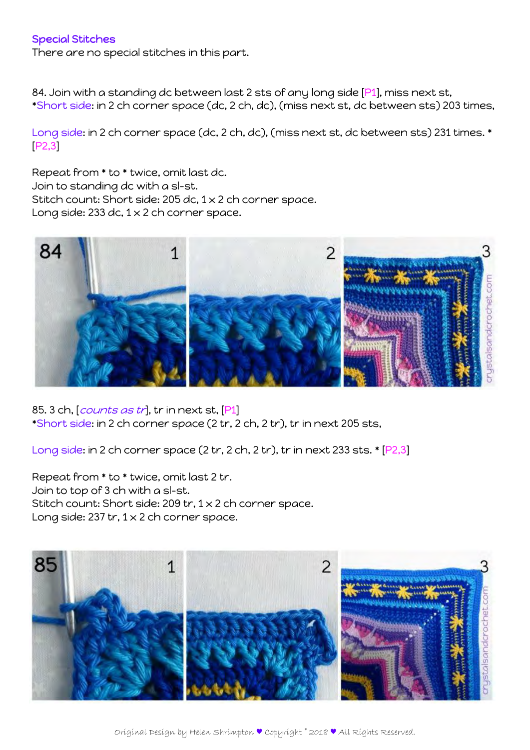### Special Stitches

There are no special stitches in this part.

84. Join with a standing dc between last 2 sts of any long side [P1], miss next st,
*Short side: in 2 ch corner space (dc, 2 ch, dc), (miss next st, dc between sts) 203 times,

Long side: in 2 ch corner space (dc, 2 ch, dc), (miss next st, dc between sts) 231 times. * [P2,3]

Repeat from * to * twice, omit last dc.
Join to standing dc with a sl-st.
Stitch count: Short side: 205 dc, 1 x 2 ch corner space.
Long side: 233 dc, 1 x 2 ch corner space.

85. 3 ch, [*counts as tr*], tr in next st, [P1]
*Short side: in 2 ch corner space (2 tr, 2 ch, 2 tr), tr in next 205 sts,

Long side: in 2 ch corner space (2 tr, 2 ch, 2 tr), tr in next 233 sts. * [P2,3]

Repeat from * to * twice, omit last 2 tr.
Join to top of 3 ch with a sl-st.
Stitch count: Short side: 209 tr, 1 x 2 ch corner space.
Long side: 237 tr, 1 x 2 ch corner space.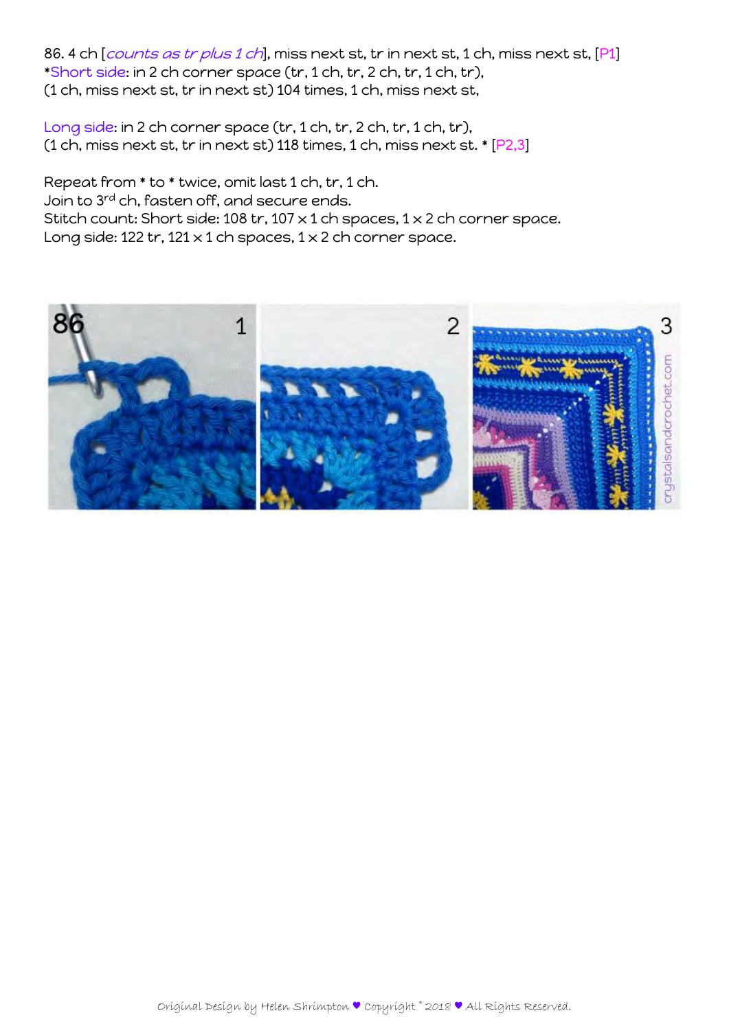86. 4 ch [*counts as tr plus 1 ch*], miss next st, tr in next st, 1 ch, miss next st, [P1]
*Short side: in 2 ch corner space (tr, 1 ch, tr, 2 ch, tr, 1 ch, tr),
(1 ch, miss next st, tr in next st) 104 times, 1 ch, miss next st,

Long side: in 2 ch corner space (tr, 1 ch, tr, 2 ch, tr, 1 ch, tr),
(1 ch, miss next st, tr in next st) 118 times, 1 ch, miss next st. * [P2,3]

Repeat from * to * twice, omit last 1 ch, tr, 1 ch.
Join to 3rd ch, fasten off, and secure ends.
Stitch count: Short side: 108 tr, 107 x 1 ch spaces, 1 x 2 ch corner space.
Long side: 122 tr, 121 x 1 ch spaces, 1 x 2 ch corner space.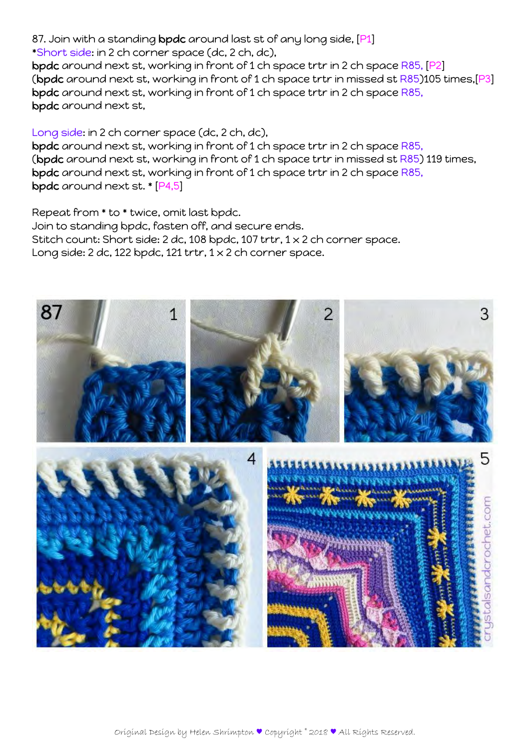87. Join with a standing **bpdc** around last st of any long side, [P1]
*Short side: in 2 ch corner space (dc, 2 ch, dc),
**bpdc** around next st, working in front of 1 ch space trtr in 2 ch space R85, [P2]
(**bpdc** around next st, working in front of 1 ch space trtr in missed st R85)105 times,[P3]
**bpdc** around next st, working in front of 1 ch space trtr in 2 ch space R85,
**bpdc** around next st,

Long side: in 2 ch corner space (dc, 2 ch, dc),
**bpdc** around next st, working in front of 1 ch space trtr in 2 ch space R85,
(**bpdc** around next st, working in front of 1 ch space trtr in missed st R85) 119 times,
**bpdc** around next st, working in front of 1 ch space trtr in 2 ch space R85,
**bpdc** around next st. * [P4,5]

Repeat from * to * twice, omit last bpdc.
Join to standing bpdc, fasten off, and secure ends.
Stitch count: Short side: 2 dc, 108 bpdc, 107 trtr, 1 x 2 ch corner space.
Long side: 2 dc, 122 bpdc, 121 trtr, 1 x 2 ch corner space.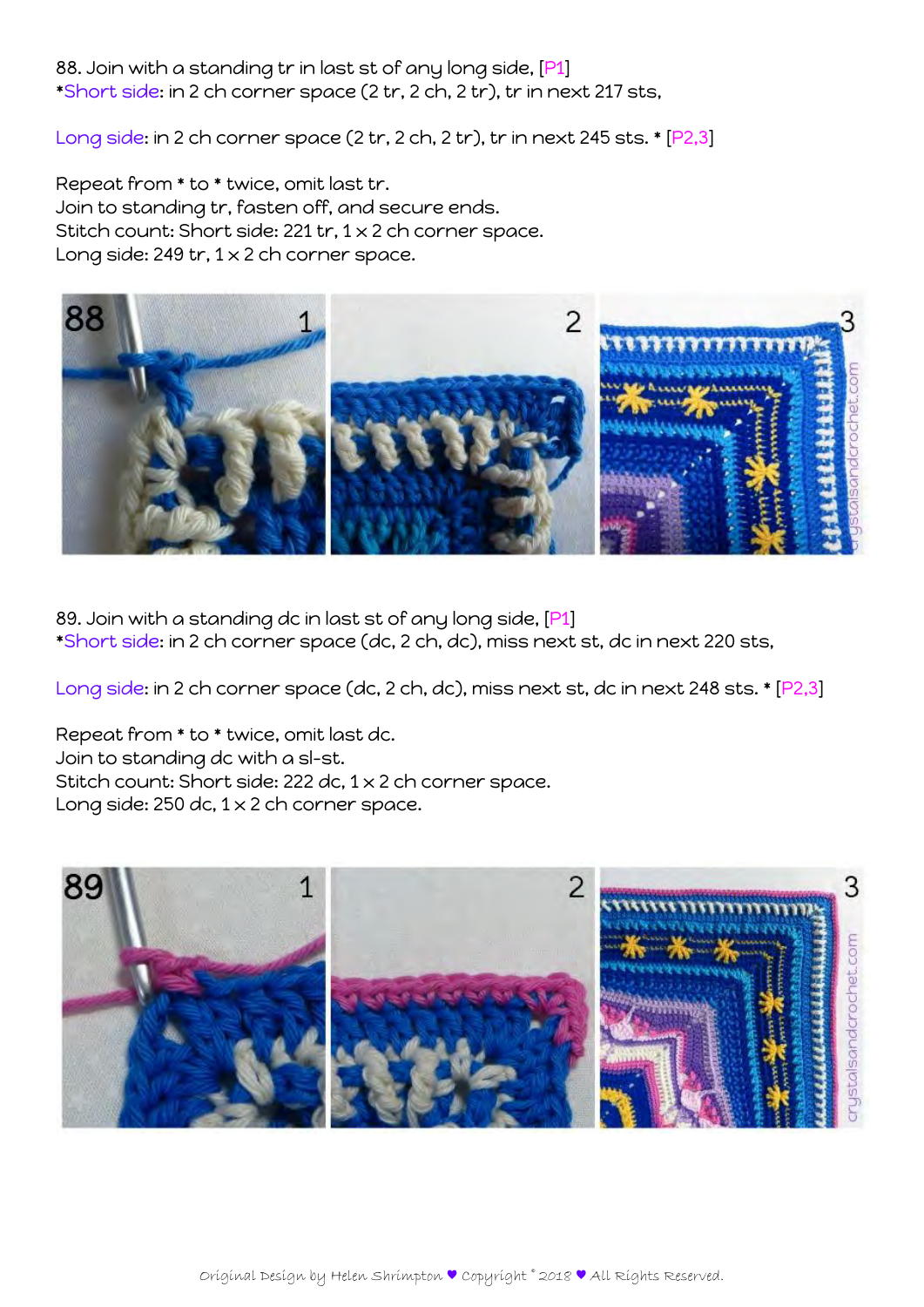88. Join with a standing tr in last st of any long side, [P1]
*Short side: in 2 ch corner space (2 tr, 2 ch, 2 tr), tr in next 217 sts,

Long side: in 2 ch corner space (2 tr, 2 ch, 2 tr), tr in next 245 sts. * [P2,3]

Repeat from * to * twice, omit last tr.
Join to standing tr, fasten off, and secure ends.
Stitch count: Short side: 221 tr, 1 x 2 ch corner space.
Long side: 249 tr, 1 x 2 ch corner space.

89. Join with a standing dc in last st of any long side, [P1]
*Short side: in 2 ch corner space (dc, 2 ch, dc), miss next st, dc in next 220 sts,

Long side: in 2 ch corner space (dc, 2 ch, dc), miss next st, dc in next 248 sts. * [P2,3]

Repeat from * to * twice, omit last dc.
Join to standing dc with a sl-st.
Stitch count: Short side: 222 dc, 1 x 2 ch corner space.
Long side: 250 dc, 1 x 2 ch corner space.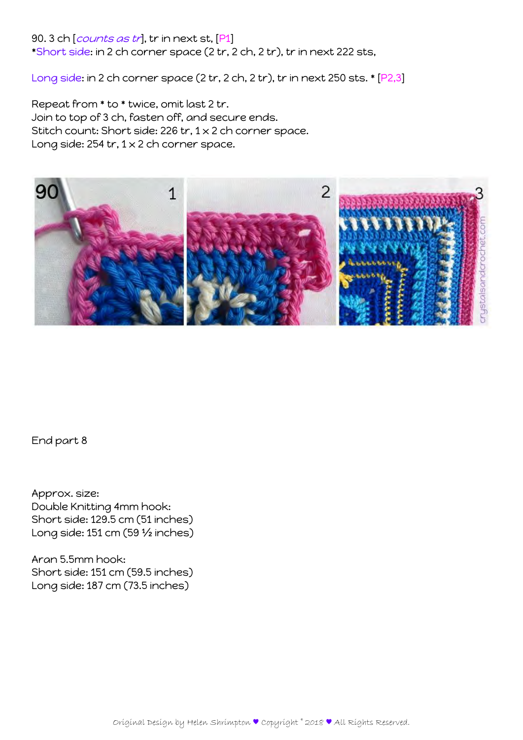90. 3 ch [*counts as tr*], tr in next st, [P1]
*Short side: in 2 ch corner space (2 tr, 2 ch, 2 tr), tr in next 222 sts,

Long side: in 2 ch corner space (2 tr, 2 ch, 2 tr), tr in next 250 sts. * [P2,3]

Repeat from * to * twice, omit last 2 tr.
Join to top of 3 ch, fasten off, and secure ends.
Stitch count: Short side: 226 tr, 1 x 2 ch corner space.
Long side: 254 tr, 1 x 2 ch corner space.

End part 8

Approx. size:
Double Knitting 4mm hook:
Short side: 129.5 cm (51 inches)
Long side: 151 cm (59 ½ inches)

Aran 5.5mm hook:
Short side: 151 cm (59.5 inches)
Long side: 187 cm (73.5 inches)